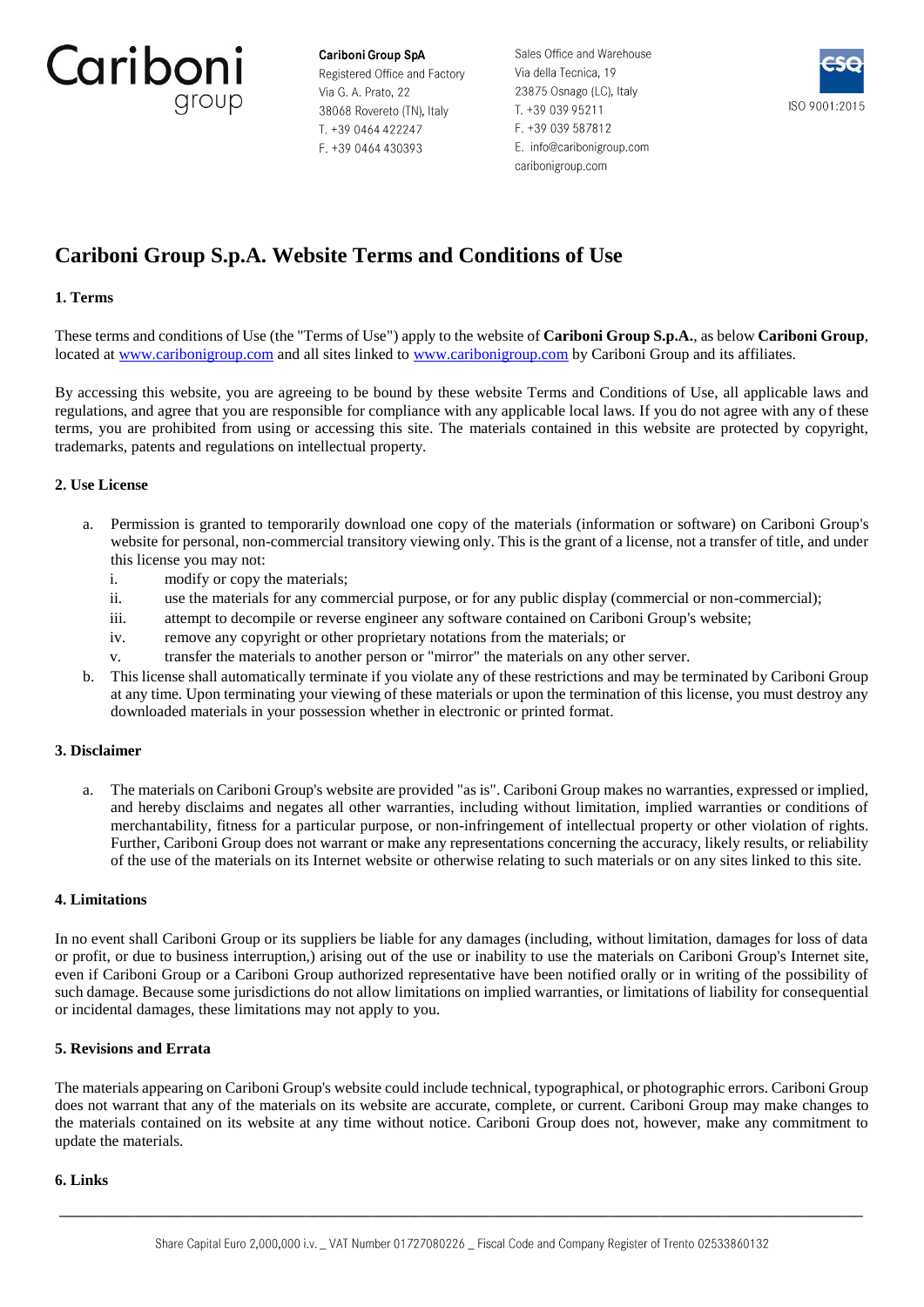Cariboni group

**Cariboni Group SpA**
Registered Office and Factory
Via G. A. Prato, 22
38068 Rovereto (TN), Italy
T. +39 0464 422247
F. +39 0464 430393

Sales Office and Warehouse
Via della Tecnica, 19
23875 Osnago (LC), Italy
T. +39 039 95211
F. +39 039 587812
E. info@cariboniigroup.com
caribonigroup.com

ISO 9001:2015

# Cariboni Group S.p.A. Website Terms and Conditions of Use

## 1. Terms

These terms and conditions of Use (the "Terms of Use") apply to the website of **Cariboni Group S.p.A.**, as below **Cariboni Group**, located at [www.caribonigroup.com](www.caribonigroup.com) and all sites linked to [www.caribonigroup.com](www.caribonigroup.com) by Cariboni Group and its affiliates.

By accessing this website, you are agreeing to be bound by these website Terms and Conditions of Use, all applicable laws and regulations, and agree that you are responsible for compliance with any applicable local laws. If you do not agree with any of these terms, you are prohibited from using or accessing this site. The materials contained in this website are protected by copyright, trademarks, patents and regulations on intellectual property.

## 2. Use License

a. Permission is granted to temporarily download one copy of the materials (information or software) on Cariboni Group's website for personal, non-commercial transitory viewing only. This is the grant of a license, not a transfer of title, and under this license you may not:
   i. modify or copy the materials;
   ii. use the materials for any commercial purpose, or for any public display (commercial or non-commercial);
   iii. attempt to decompile or reverse engineer any software contained on Cariboni Group's website;
   iv. remove any copyright or other proprietary notations from the materials; or
   v. transfer the materials to another person or "mirror" the materials on any other server.
b. This license shall automatically terminate if you violate any of these restrictions and may be terminated by Cariboni Group at any time. Upon terminating your viewing of these materials or upon the termination of this license, you must destroy any downloaded materials in your possession whether in electronic or printed format.

## 3. Disclaimer

a. The materials on Cariboni Group's website are provided "as is". Cariboni Group makes no warranties, expressed or implied, and hereby disclaims and negates all other warranties, including without limitation, implied warranties or conditions of merchantability, fitness for a particular purpose, or non-infringement of intellectual property or other violation of rights. Further, Cariboni Group does not warrant or make any representations concerning the accuracy, likely results, or reliability of the use of the materials on its Internet website or otherwise relating to such materials or on any sites linked to this site.

## 4. Limitations

In no event shall Cariboni Group or its suppliers be liable for any damages (including, without limitation, damages for loss of data or profit, or due to business interruption,) arising out of the use or inability to use the materials on Cariboni Group's Internet site, even if Cariboni Group or a Cariboni Group authorized representative have been notified orally or in writing of the possibility of such damage. Because some jurisdictions do not allow limitations on implied warranties, or limitations of liability for consequential or incidental damages, these limitations may not apply to you.

## 5. Revisions and Errata

The materials appearing on Cariboni Group's website could include technical, typographical, or photographic errors. Cariboni Group does not warrant that any of the materials on its website are accurate, complete, or current. Cariboni Group may make changes to the materials contained on its website at any time without notice. Cariboni Group does not, however, make any commitment to update the materials.

## 6. Links

Share Capital Euro 2,000,000 i.v. _ VAT Number 01727080226 _ Fiscal Code and Company Register of Trento 02533860132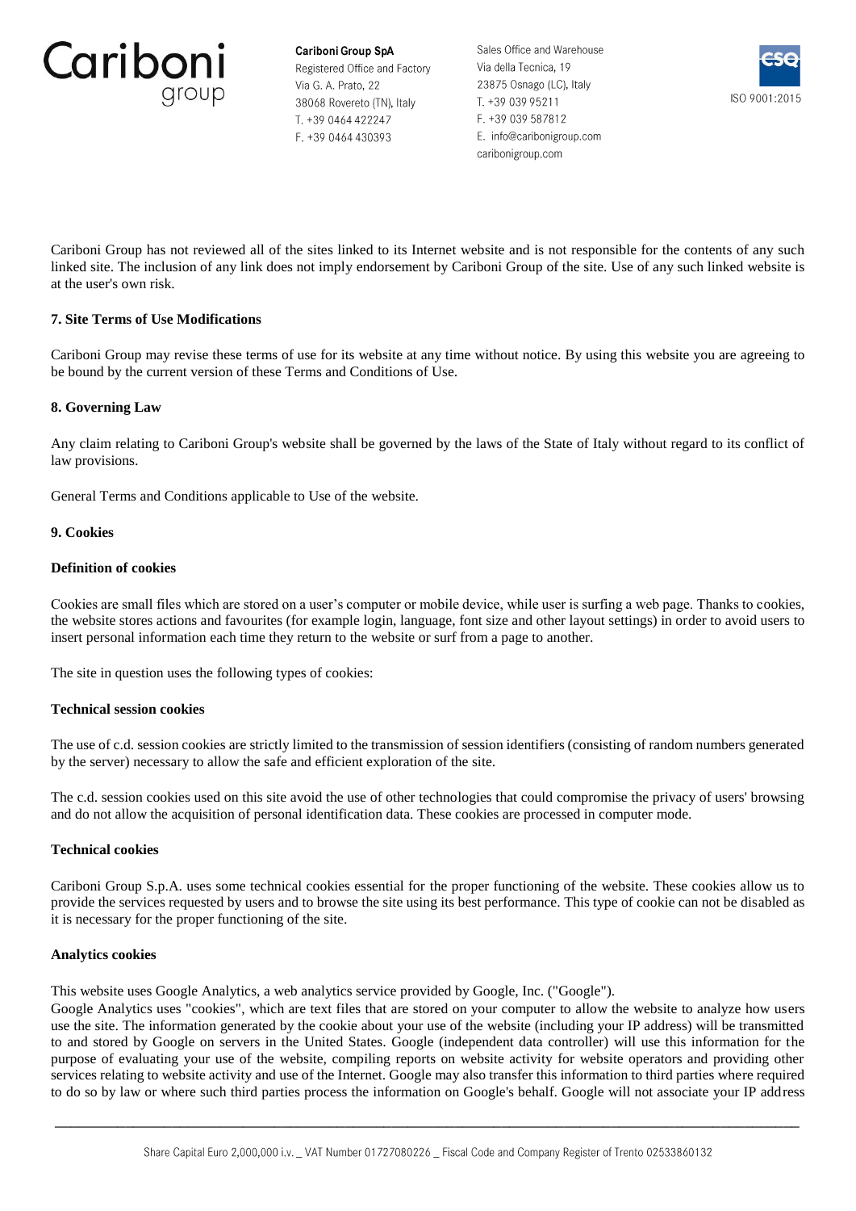Cariboni Group has not reviewed all of the sites linked to its Internet website and is not responsible for the contents of any such linked site. The inclusion of any link does not imply endorsement by Cariboni Group of the site. Use of any such linked website is at the user's own risk.

**7. Site Terms of Use Modifications**

Cariboni Group may revise these terms of use for its website at any time without notice. By using this website you are agreeing to be bound by the current version of these Terms and Conditions of Use.

**8. Governing Law**

Any claim relating to Cariboni Group's website shall be governed by the laws of the State of Italy without regard to its conflict of law provisions.

General Terms and Conditions applicable to Use of the website.

**9. Cookies**

**Definition of cookies**

Cookies are small files which are stored on a user's computer or mobile device, while user is surfing a web page. Thanks to cookies, the website stores actions and favourites (for example login, language, font size and other layout settings) in order to avoid users to insert personal information each time they return to the website or surf from a page to another.

The site in question uses the following types of cookies:

**Technical session cookies**

The use of c.d. session cookies are strictly limited to the transmission of session identifiers (consisting of random numbers generated by the server) necessary to allow the safe and efficient exploration of the site.

The c.d. session cookies used on this site avoid the use of other technologies that could compromise the privacy of users' browsing and do not allow the acquisition of personal identification data. These cookies are processed in computer mode.

**Technical cookies**

Cariboni Group S.p.A. uses some technical cookies essential for the proper functioning of the website. These cookies allow us to provide the services requested by users and to browse the site using its best performance. This type of cookie can not be disabled as it is necessary for the proper functioning of the site.

**Analytics cookies**

This website uses Google Analytics, a web analytics service provided by Google, Inc. ("Google").
Google Analytics uses "cookies", which are text files that are stored on your computer to allow the website to analyze how users use the site. The information generated by the cookie about your use of the website (including your IP address) will be transmitted to and stored by Google on servers in the United States. Google (independent data controller) will use this information for the purpose of evaluating your use of the website, compiling reports on website activity for website operators and providing other services relating to website activity and use of the Internet. Google may also transfer this information to third parties where required to do so by law or where such third parties process the information on Google's behalf. Google will not associate your IP address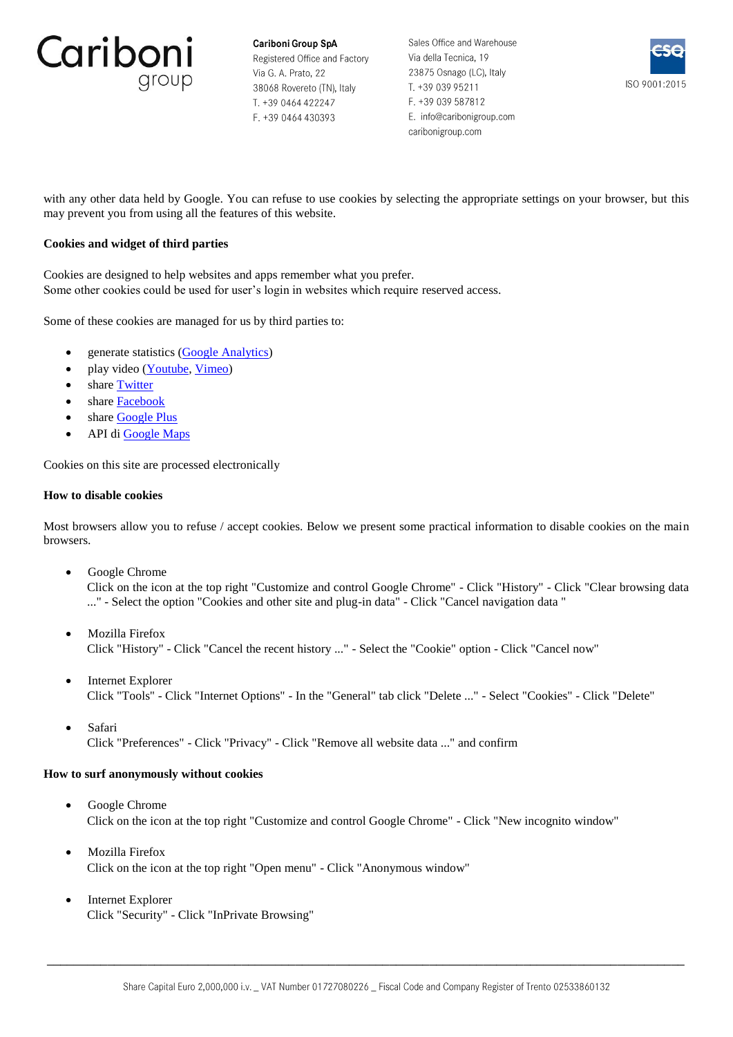with any other data held by Google. You can refuse to use cookies by selecting the appropriate settings on your browser, but this may prevent you from using all the features of this website.

**Cookies and widget of third parties**

Cookies are designed to help websites and apps remember what you prefer.
Some other cookies could be used for user's login in websites which require reserved access.

Some of these cookies are managed for us by third parties to:

- generate statistics (Google Analytics)
- play video (Youtube, Vimeo)
- share Twitter
- share Facebook
- share Google Plus
- API di Google Maps

Cookies on this site are processed electronically

**How to disable cookies**

Most browsers allow you to refuse / accept cookies. Below we present some practical information to disable cookies on the main browsers.

- Google Chrome
  Click on the icon at the top right "Customize and control Google Chrome" - Click "History" - Click "Clear browsing data ..." - Select the option "Cookies and other site and plug-in data" - Click "Cancel navigation data "

- Mozilla Firefox
  Click "History" - Click "Cancel the recent history ..." - Select the "Cookie" option - Click "Cancel now"

- Internet Explorer
  Click "Tools" - Click "Internet Options" - In the "General" tab click "Delete ..." - Select "Cookies" - Click "Delete"

- Safari
  Click "Preferences" - Click "Privacy" - Click "Remove all website data ..." and confirm

**How to surf anonymously without cookies**

- Google Chrome
  Click on the icon at the top right "Customize and control Google Chrome" - Click "New incognito window"

- Mozilla Firefox
  Click on the icon at the top right "Open menu" - Click "Anonymous window"

- Internet Explorer
  Click "Security" - Click "InPrivate Browsing"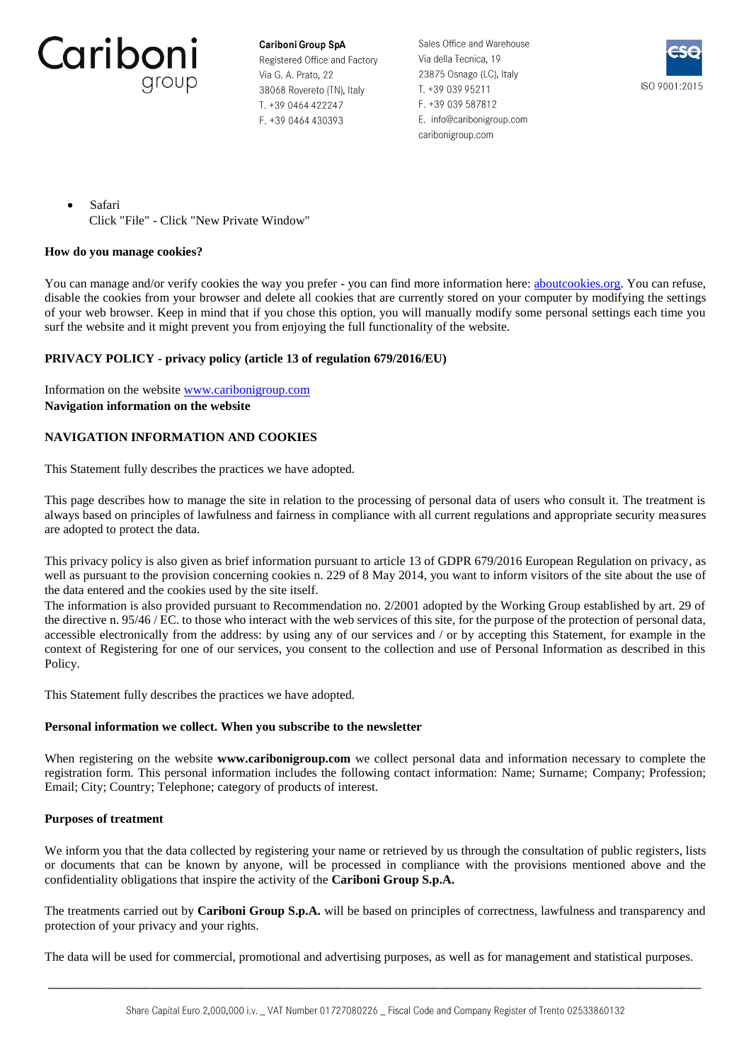- Safari
  Click "File" - Click "New Private Window"

**How do you manage cookies?**

You can manage and/or verify cookies the way you prefer - you can find more information here: [aboutcookies.org](aboutcookies.org). You can refuse, disable the cookies from your browser and delete all cookies that are currently stored on your computer by modifying the settings of your web browser. Keep in mind that if you chose this option, you will manually modify some personal settings each time you surf the website and it might prevent you from enjoying the full functionality of the website.

**PRIVACY POLICY - privacy policy (article 13 of regulation 679/2016/EU)**

Information on the website [www.caribonigroup.com](www.caribonigroup.com)
**Navigation information on the website**

**NAVIGATION INFORMATION AND COOKIES**

This Statement fully describes the practices we have adopted.

This page describes how to manage the site in relation to the processing of personal data of users who consult it. The treatment is always based on principles of lawfulness and fairness in compliance with all current regulations and appropriate security measures are adopted to protect the data.

This privacy policy is also given as brief information pursuant to article 13 of GDPR 679/2016 European Regulation on privacy, as well as pursuant to the provision concerning cookies n. 229 of 8 May 2014, you want to inform visitors of the site about the use of the data entered and the cookies used by the site itself.
The information is also provided pursuant to Recommendation no. 2/2001 adopted by the Working Group established by art. 29 of the directive n. 95/46 / EC. to those who interact with the web services of this site, for the purpose of the protection of personal data, accessible electronically from the address: by using any of our services and / or by accepting this Statement, for example in the context of Registering for one of our services, you consent to the collection and use of Personal Information as described in this Policy.

This Statement fully describes the practices we have adopted.

**Personal information we collect. When you subscribe to the newsletter**

When registering on the website **www.caribonigroup.com** we collect personal data and information necessary to complete the registration form. This personal information includes the following contact information: Name; Surname; Company; Profession; Email; City; Country; Telephone; category of products of interest.

**Purposes of treatment**

We inform you that the data collected by registering your name or retrieved by us through the consultation of public registers, lists or documents that can be known by anyone, will be processed in compliance with the provisions mentioned above and the confidentiality obligations that inspire the activity of the **Cariboni Group S.p.A.**

The treatments carried out by **Cariboni Group S.p.A.** will be based on principles of correctness, lawfulness and transparency and protection of your privacy and your rights.

The data will be used for commercial, promotional and advertising purposes, as well as for management and statistical purposes.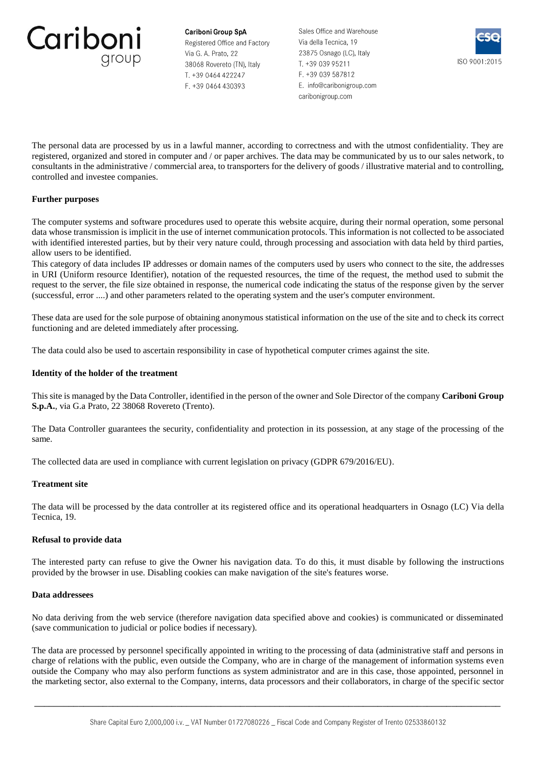The personal data are processed by us in a lawful manner, according to correctness and with the utmost confidentiality. They are registered, organized and stored in computer and / or paper archives. The data may be communicated by us to our sales network, to consultants in the administrative / commercial area, to transporters for the delivery of goods / illustrative material and to controlling, controlled and investee companies.

**Further purposes**

The computer systems and software procedures used to operate this website acquire, during their normal operation, some personal data whose transmission is implicit in the use of internet communication protocols. This information is not collected to be associated with identified interested parties, but by their very nature could, through processing and association with data held by third parties, allow users to be identified.
This category of data includes IP addresses or domain names of the computers used by users who connect to the site, the addresses in URI (Uniform resource Identifier), notation of the requested resources, the time of the request, the method used to submit the request to the server, the file size obtained in response, the numerical code indicating the status of the response given by the server (successful, error ....) and other parameters related to the operating system and the user's computer environment.

These data are used for the sole purpose of obtaining anonymous statistical information on the use of the site and to check its correct functioning and are deleted immediately after processing.

The data could also be used to ascertain responsibility in case of hypothetical computer crimes against the site.

**Identity of the holder of the treatment**

This site is managed by the Data Controller, identified in the person of the owner and Sole Director of the company **Cariboni Group S.p.A.**, via G.a Prato, 22 38068 Rovereto (Trento).

The Data Controller guarantees the security, confidentiality and protection in its possession, at any stage of the processing of the same.

The collected data are used in compliance with current legislation on privacy (GDPR 679/2016/EU).

**Treatment site**

The data will be processed by the data controller at its registered office and its operational headquarters in Osnago (LC) Via della Tecnica, 19.

**Refusal to provide data**

The interested party can refuse to give the Owner his navigation data. To do this, it must disable by following the instructions provided by the browser in use. Disabling cookies can make navigation of the site's features worse.

**Data addressees**

No data deriving from the web service (therefore navigation data specified above and cookies) is communicated or disseminated (save communication to judicial or police bodies if necessary).

The data are processed by personnel specifically appointed in writing to the processing of data (administrative staff and persons in charge of relations with the public, even outside the Company, who are in charge of the management of information systems even outside the Company who may also perform functions as system administrator and are in this case, those appointed, personnel in the marketing sector, also external to the Company, interns, data processors and their collaborators, in charge of the specific sector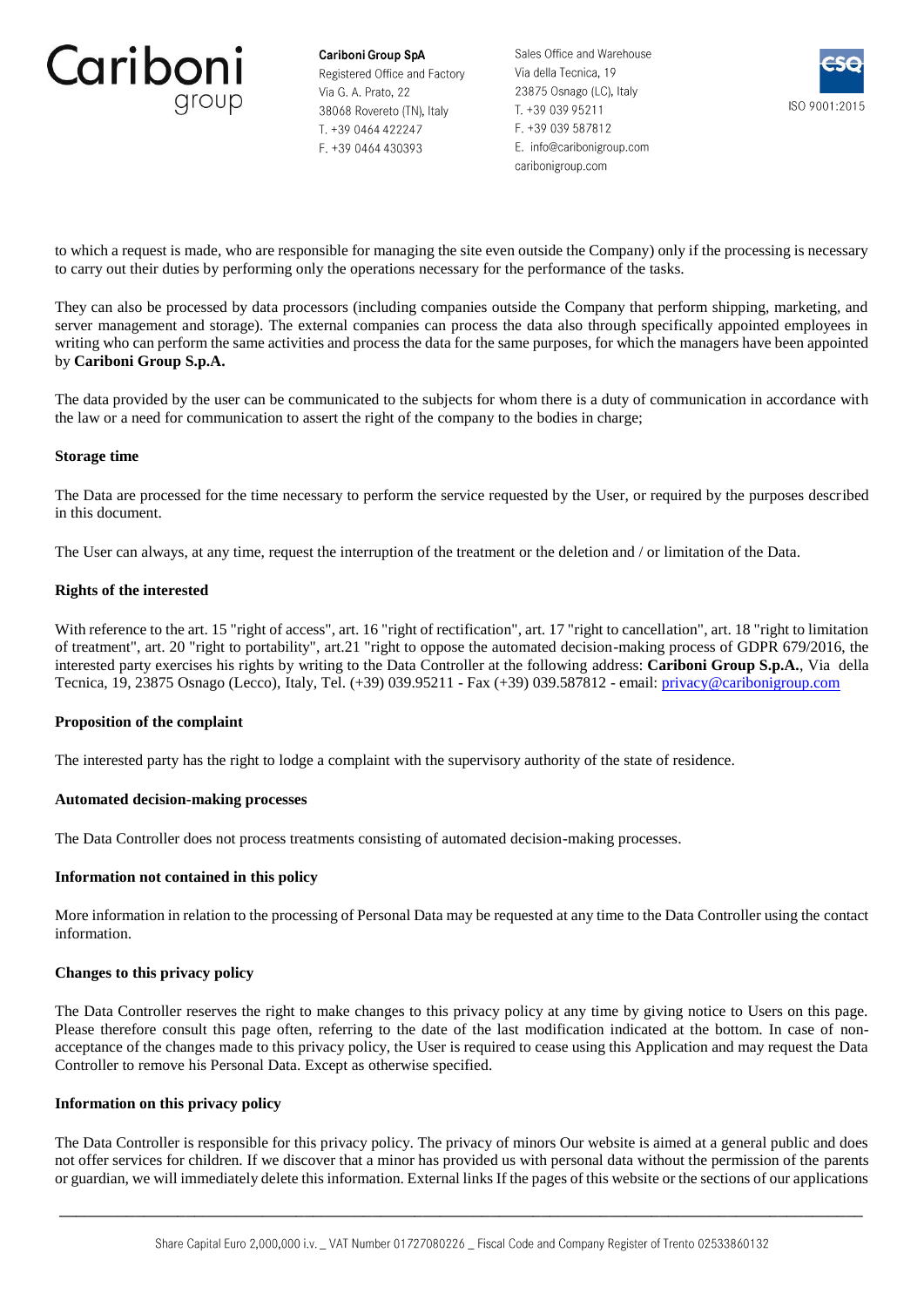to which a request is made, who are responsible for managing the site even outside the Company) only if the processing is necessary to carry out their duties by performing only the operations necessary for the performance of the tasks.

They can also be processed by data processors (including companies outside the Company that perform shipping, marketing, and server management and storage). The external companies can process the data also through specifically appointed employees in writing who can perform the same activities and process the data for the same purposes, for which the managers have been appointed by **Cariboni Group S.p.A.**

The data provided by the user can be communicated to the subjects for whom there is a duty of communication in accordance with the law or a need for communication to assert the right of the company to the bodies in charge;

**Storage time**

The Data are processed for the time necessary to perform the service requested by the User, or required by the purposes described in this document.

The User can always, at any time, request the interruption of the treatment or the deletion and / or limitation of the Data.

**Rights of the interested**

With reference to the art. 15 "right of access", art. 16 "right of rectification", art. 17 "right to cancellation", art. 18 "right to limitation of treatment", art. 20 "right to portability", art.21 "right to oppose the automated decision-making process of GDPR 679/2016, the interested party exercises his rights by writing to the Data Controller at the following address: **Cariboni Group S.p.A.**, Via della Tecnica, 19, 23875 Osnago (Lecco), Italy, Tel. (+39) 039.95211 - Fax (+39) 039.587812 - email: privacy@caribonigroup.com

**Proposition of the complaint**

The interested party has the right to lodge a complaint with the supervisory authority of the state of residence.

**Automated decision-making processes**

The Data Controller does not process treatments consisting of automated decision-making processes.

**Information not contained in this policy**

More information in relation to the processing of Personal Data may be requested at any time to the Data Controller using the contact information.

**Changes to this privacy policy**

The Data Controller reserves the right to make changes to this privacy policy at any time by giving notice to Users on this page. Please therefore consult this page often, referring to the date of the last modification indicated at the bottom. In case of non-acceptance of the changes made to this privacy policy, the User is required to cease using this Application and may request the Data Controller to remove his Personal Data. Except as otherwise specified.

**Information on this privacy policy**

The Data Controller is responsible for this privacy policy. The privacy of minors Our website is aimed at a general public and does not offer services for children. If we discover that a minor has provided us with personal data without the permission of the parents or guardian, we will immediately delete this information. External links If the pages of this website or the sections of our applications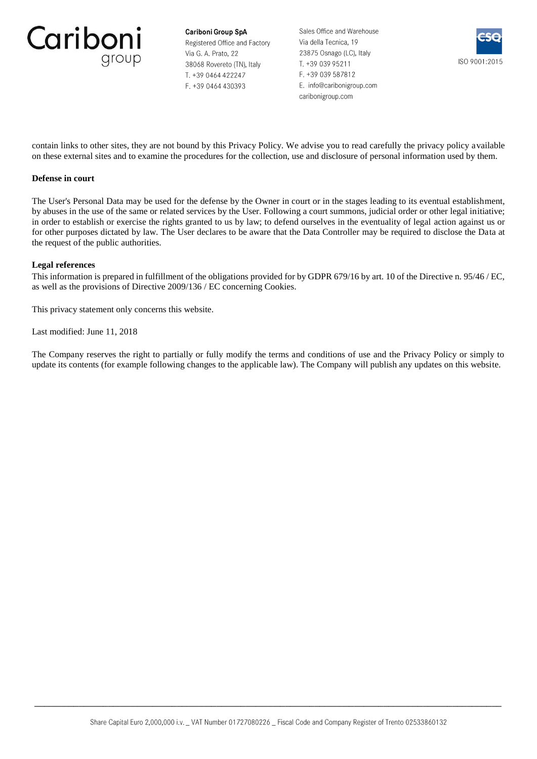contain links to other sites, they are not bound by this Privacy Policy. We advise you to read carefully the privacy policy available on these external sites and to examine the procedures for the collection, use and disclosure of personal information used by them.

**Defense in court**

The User's Personal Data may be used for the defense by the Owner in court or in the stages leading to its eventual establishment, by abuses in the use of the same or related services by the User. Following a court summons, judicial order or other legal initiative; in order to establish or exercise the rights granted to us by law; to defend ourselves in the eventuality of legal action against us or for other purposes dictated by law. The User declares to be aware that the Data Controller may be required to disclose the Data at the request of the public authorities.

**Legal references**

This information is prepared in fulfillment of the obligations provided for by GDPR 679/16 by art. 10 of the Directive n. 95/46 / EC, as well as the provisions of Directive 2009/136 / EC concerning Cookies.

This privacy statement only concerns this website.

Last modified: June 11, 2018

The Company reserves the right to partially or fully modify the terms and conditions of use and the Privacy Policy or simply to update its contents (for example following changes to the applicable law). The Company will publish any updates on this website.